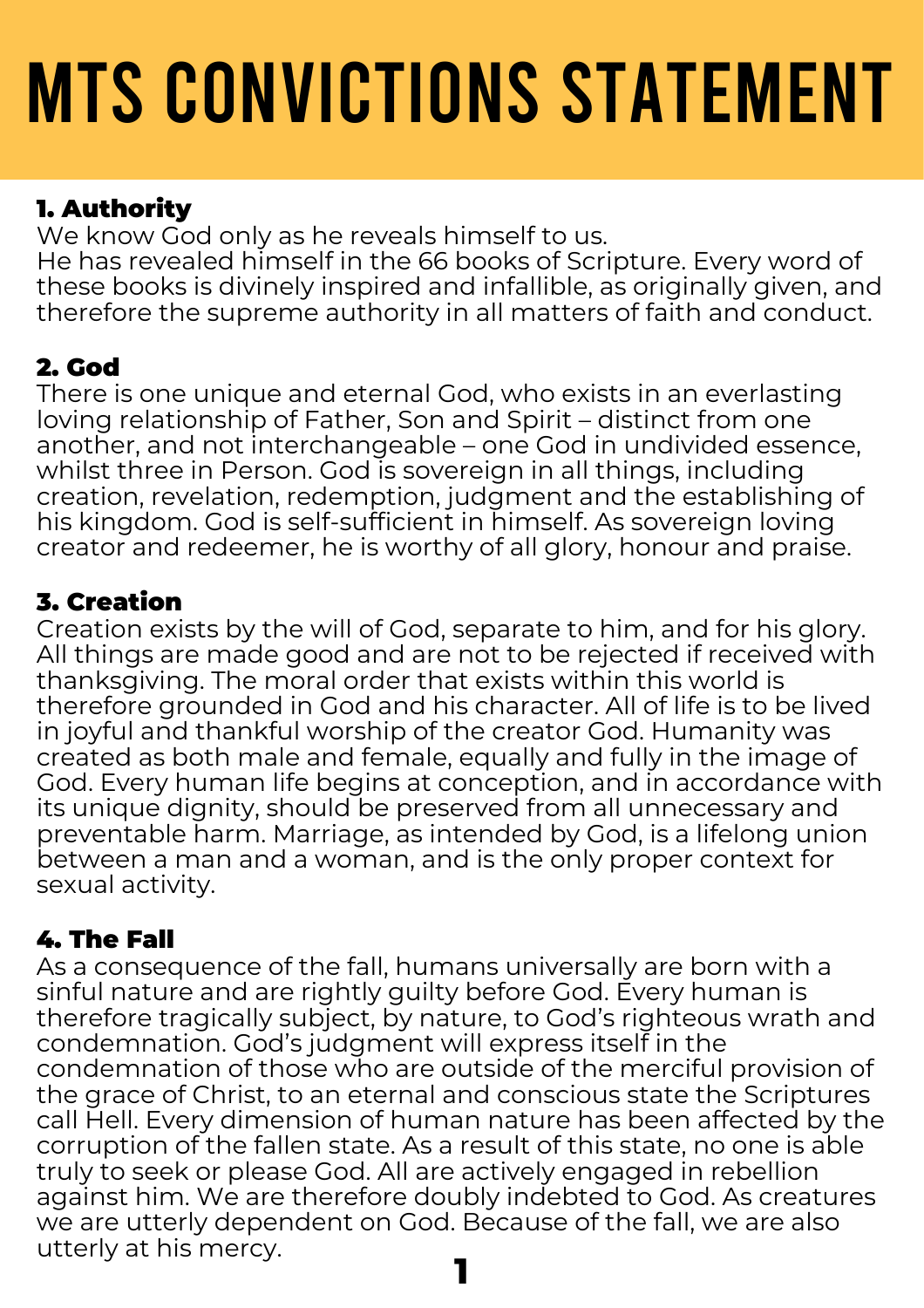# MTS CONVICTIONS STATEMENT

## 1. Authority

We know God only as he reveals himself to us.
He has revealed himself in the 66 books of Scripture. Every word of these books is divinely inspired and infallible, as originally given, and therefore the supreme authority in all matters of faith and conduct.

## 2. God

There is one unique and eternal God, who exists in an everlasting loving relationship of Father, Son and Spirit – distinct from one another, and not interchangeable – one God in undivided essence, whilst three in Person. God is sovereign in all things, including creation, revelation, redemption, judgment and the establishing of his kingdom. God is self-sufficient in himself. As sovereign loving creator and redeemer, he is worthy of all glory, honour and praise.

## 3. Creation

Creation exists by the will of God, separate to him, and for his glory. All things are made good and are not to be rejected if received with thanksgiving. The moral order that exists within this world is therefore grounded in God and his character. All of life is to be lived in joyful and thankful worship of the creator God. Humanity was created as both male and female, equally and fully in the image of God. Every human life begins at conception, and in accordance with its unique dignity, should be preserved from all unnecessary and preventable harm. Marriage, as intended by God, is a lifelong union between a man and a woman, and is the only proper context for sexual activity.

## 4. The Fall

As a consequence of the fall, humans universally are born with a sinful nature and are rightly guilty before God. Every human is therefore tragically subject, by nature, to God's righteous wrath and condemnation. God's judgment will express itself in the condemnation of those who are outside of the merciful provision of the grace of Christ, to an eternal and conscious state the Scriptures call Hell. Every dimension of human nature has been affected by the corruption of the fallen state. As a result of this state, no one is able truly to seek or please God. All are actively engaged in rebellion against him. We are therefore doubly indebted to God. As creatures we are utterly dependent on God. Because of the fall, we are also utterly at his mercy.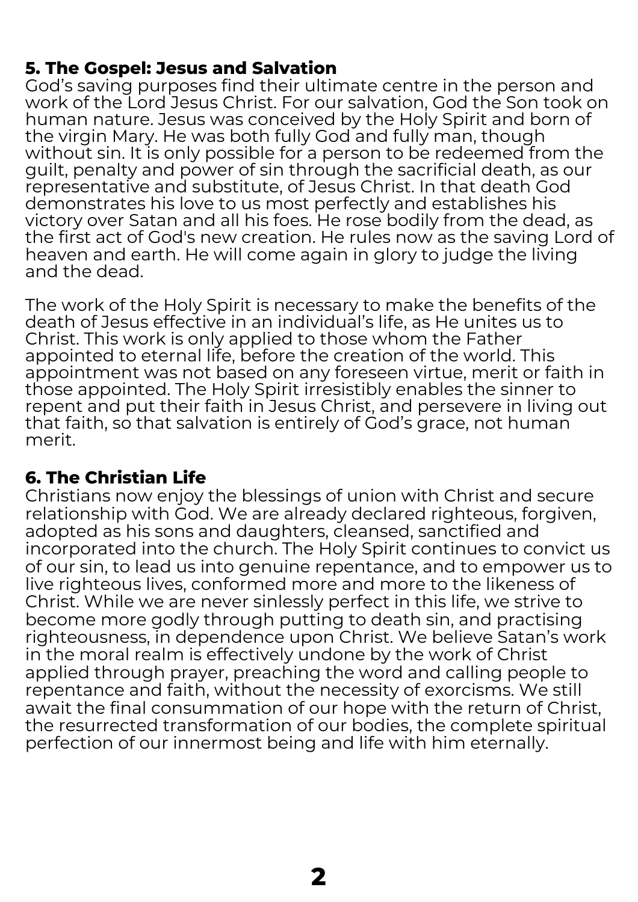### 5. The Gospel: Jesus and Salvation

God's saving purposes find their ultimate centre in the person and work of the Lord Jesus Christ. For our salvation, God the Son took on human nature. Jesus was conceived by the Holy Spirit and born of the virgin Mary. He was both fully God and fully man, though without sin. It is only possible for a person to be redeemed from the guilt, penalty and power of sin through the sacrificial death, as our representative and substitute, of Jesus Christ. In that death God demonstrates his love to us most perfectly and establishes his victory over Satan and all his foes. He rose bodily from the dead, as the first act of God's new creation. He rules now as the saving Lord of heaven and earth. He will come again in glory to judge the living and the dead.

The work of the Holy Spirit is necessary to make the benefits of the death of Jesus effective in an individual's life, as He unites us to Christ. This work is only applied to those whom the Father appointed to eternal life, before the creation of the world. This appointment was not based on any foreseen virtue, merit or faith in those appointed. The Holy Spirit irresistibly enables the sinner to repent and put their faith in Jesus Christ, and persevere in living out that faith, so that salvation is entirely of God's grace, not human merit.

### 6. The Christian Life

Christians now enjoy the blessings of union with Christ and secure relationship with God. We are already declared righteous, forgiven, adopted as his sons and daughters, cleansed, sanctified and incorporated into the church. The Holy Spirit continues to convict us of our sin, to lead us into genuine repentance, and to empower us to live righteous lives, conformed more and more to the likeness of Christ. While we are never sinlessly perfect in this life, we strive to become more godly through putting to death sin, and practising righteousness, in dependence upon Christ. We believe Satan's work in the moral realm is effectively undone by the work of Christ applied through prayer, preaching the word and calling people to repentance and faith, without the necessity of exorcisms. We still await the final consummation of our hope with the return of Christ, the resurrected transformation of our bodies, the complete spiritual perfection of our innermost being and life with him eternally.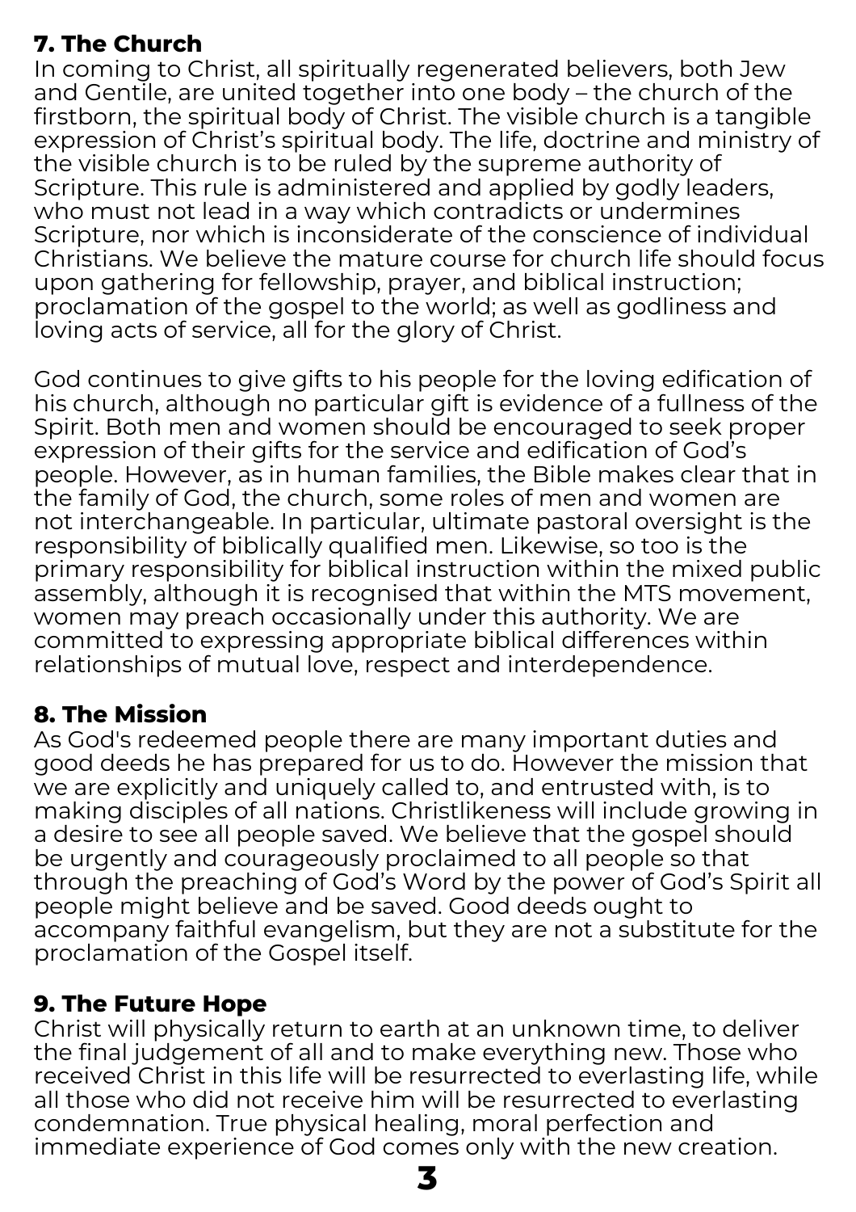## 7. The Church

In coming to Christ, all spiritually regenerated believers, both Jew and Gentile, are united together into one body – the church of the firstborn, the spiritual body of Christ. The visible church is a tangible expression of Christ's spiritual body. The life, doctrine and ministry of the visible church is to be ruled by the supreme authority of Scripture. This rule is administered and applied by godly leaders, who must not lead in a way which contradicts or undermines Scripture, nor which is inconsiderate of the conscience of individual Christians. We believe the mature course for church life should focus upon gathering for fellowship, prayer, and biblical instruction; proclamation of the gospel to the world; as well as godliness and loving acts of service, all for the glory of Christ.

God continues to give gifts to his people for the loving edification of his church, although no particular gift is evidence of a fullness of the Spirit. Both men and women should be encouraged to seek proper expression of their gifts for the service and edification of God's people. However, as in human families, the Bible makes clear that in the family of God, the church, some roles of men and women are not interchangeable. In particular, ultimate pastoral oversight is the responsibility of biblically qualified men. Likewise, so too is the primary responsibility for biblical instruction within the mixed public assembly, although it is recognised that within the MTS movement, women may preach occasionally under this authority. We are committed to expressing appropriate biblical differences within relationships of mutual love, respect and interdependence.

## 8. The Mission

As God's redeemed people there are many important duties and good deeds he has prepared for us to do. However the mission that we are explicitly and uniquely called to, and entrusted with, is to making disciples of all nations. Christlikeness will include growing in a desire to see all people saved. We believe that the gospel should be urgently and courageously proclaimed to all people so that through the preaching of God's Word by the power of God's Spirit all people might believe and be saved. Good deeds ought to accompany faithful evangelism, but they are not a substitute for the proclamation of the Gospel itself.

## 9. The Future Hope

Christ will physically return to earth at an unknown time, to deliver the final judgement of all and to make everything new. Those who received Christ in this life will be resurrected to everlasting life, while all those who did not receive him will be resurrected to everlasting condemnation. True physical healing, moral perfection and immediate experience of God comes only with the new creation.